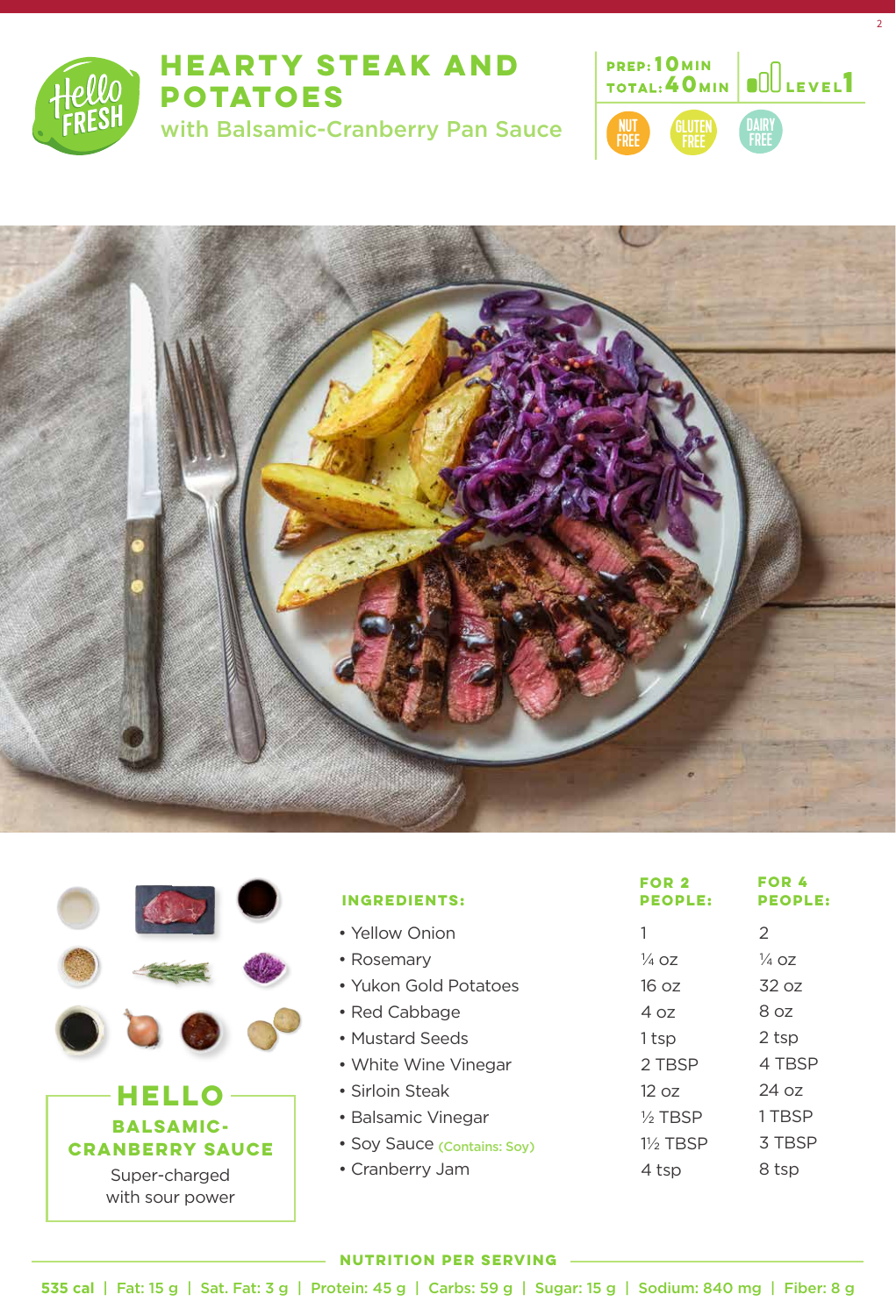# HEARTY STEAK AND POTATOES

## with Balsamic-Cranberry Pan Sauce

PREP: 10MIN
TOTAL: 40MIN
LEVEL 1

NUT FREE | GLUTEN FREE | DAIRY FREE

| INGREDIENTS: | FOR 2 PEOPLE: | FOR 4 PEOPLE: |
|---|---|---|
| • Yellow Onion | 1 | 2 |
| • Rosemary | ¼ oz | ¼ oz |
| • Yukon Gold Potatoes | 16 oz | 32 oz |
| • Red Cabbage | 4 oz | 8 oz |
| • Mustard Seeds | 1 tsp | 2 tsp |
| • White Wine Vinegar | 2 TBSP | 4 TBSP |
| • Sirloin Steak | 12 oz | 24 oz |
| • Balsamic Vinegar | ½ TBSP | 1 TBSP |
| • Soy Sauce (Contains: Soy) | 1½ TBSP | 3 TBSP |
| • Cranberry Jam | 4 tsp | 8 tsp |

**HELLO**
**BALSAMIC-CRANBERRY SAUCE**
Super-charged with sour power

**NUTRITION PER SERVING**

535 cal | Fat: 15 g | Sat. Fat: 3 g | Protein: 45 g | Carbs: 59 g | Sugar: 15 g | Sodium: 840 mg | Fiber: 8 g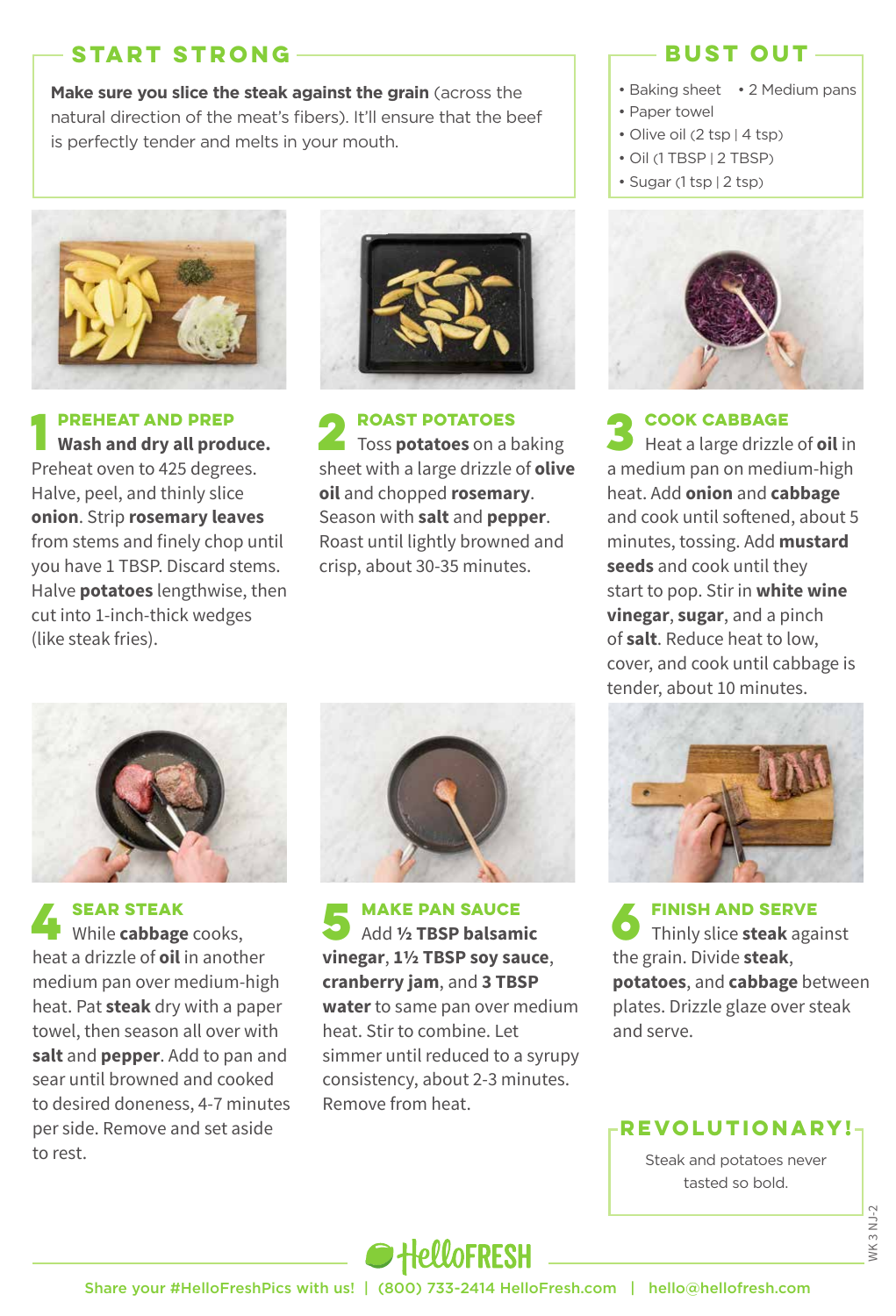## START STRONG

**Make sure you slice the steak against the grain** (across the natural direction of the meat's fibers). It'll ensure that the beef is perfectly tender and melts in your mouth.

## BUST OUT

- Baking sheet
- 2 Medium pans
- Paper towel
- Olive oil (2 tsp | 4 tsp)
- Oil (1 TBSP | 2 TBSP)
- Sugar (1 tsp | 2 tsp)

### 1 PREHEAT AND PREP

**Wash and dry all produce.** Preheat oven to 425 degrees. Halve, peel, and thinly slice **onion**. Strip **rosemary leaves** from stems and finely chop until you have 1 TBSP. Discard stems. Halve **potatoes** lengthwise, then cut into 1-inch-thick wedges (like steak fries).

### 2 ROAST POTATOES

Toss **potatoes** on a baking sheet with a large drizzle of **olive oil** and chopped **rosemary**. Season with **salt** and **pepper**. Roast until lightly browned and crisp, about 30-35 minutes.

### 3 COOK CABBAGE

Heat a large drizzle of **oil** in a medium pan on medium-high heat. Add **onion** and **cabbage** and cook until softened, about 5 minutes, tossing. Add **mustard seeds** and cook until they start to pop. Stir in **white wine vinegar**, **sugar**, and a pinch of **salt**. Reduce heat to low, cover, and cook until cabbage is tender, about 10 minutes.

### 4 SEAR STEAK

While **cabbage** cooks, heat a drizzle of **oil** in another medium pan over medium-high heat. Pat **steak** dry with a paper towel, then season all over with **salt** and **pepper**. Add to pan and sear until browned and cooked to desired doneness, 4-7 minutes per side. Remove and set aside to rest.

### 5 MAKE PAN SAUCE

Add **½ TBSP balsamic vinegar**, **1½ TBSP soy sauce**, **cranberry jam**, and **3 TBSP water** to same pan over medium heat. Stir to combine. Let simmer until reduced to a syrupy consistency, about 2-3 minutes. Remove from heat.

### 6 FINISH AND SERVE

Thinly slice **steak** against the grain. Divide **steak**, **potatoes**, and **cabbage** between plates. Drizzle glaze over steak and serve.

## REVOLUTIONARY!

Steak and potatoes never tasted so bold.

WK 3 NJ-2

HelloFRESH

Share your #HelloFreshPics with us! | (800) 733-2414 HelloFresh.com | hello@hellofresh.com